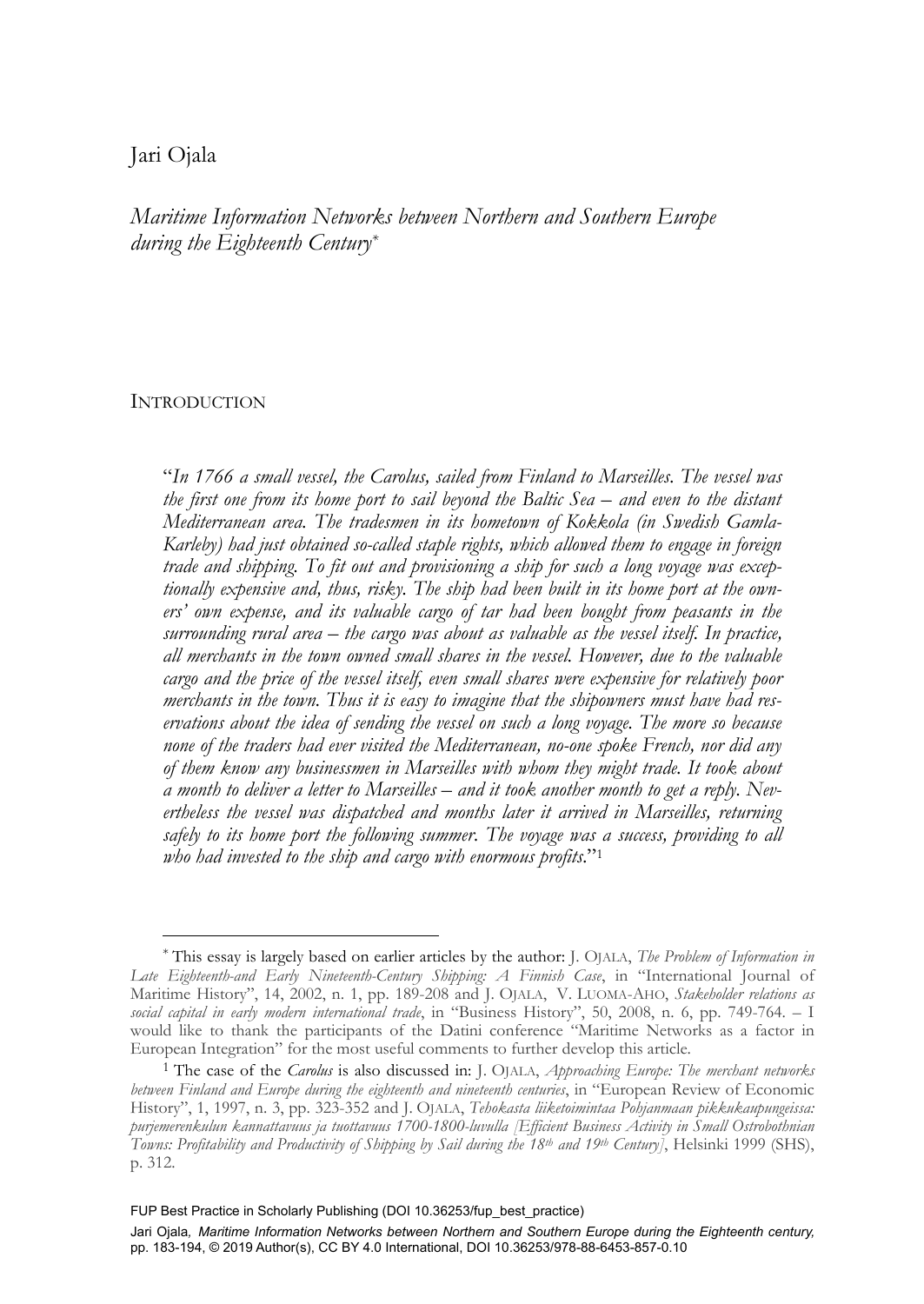Jari Ojala

# *Maritime Information Networks between Northern and Southern Europe during the Eighteenth Century*[*]

## Introduction

"*In 1766 a small vessel, the Carolus, sailed from Finland to Marseilles. The vessel was the first one from its home port to sail beyond the Baltic Sea – and even to the distant Mediterranean area. The tradesmen in its hometown of Kokkola (in Swedish Gamla-Karleby) had just obtained so-called staple rights, which allowed them to engage in foreign trade and shipping. To fit out and provisioning a ship for such a long voyage was exceptionally expensive and, thus, risky. The ship had been built in its home port at the owners' own expense, and its valuable cargo of tar had been bought from peasants in the surrounding rural area – the cargo was about as valuable as the vessel itself. In practice, all merchants in the town owned small shares in the vessel. However, due to the valuable cargo and the price of the vessel itself, even small shares were expensive for relatively poor merchants in the town. Thus it is easy to imagine that the shipowners must have had reservations about the idea of sending the vessel on such a long voyage. The more so because none of the traders had ever visited the Mediterranean, no-one spoke French, nor did any of them know any businessmen in Marseilles with whom they might trade. It took about a month to deliver a letter to Marseilles – and it took another month to get a reply. Nevertheless the vessel was dispatched and months later it arrived in Marseilles, returning safely to its home port the following summer. The voyage was a success, providing to all who had invested to the ship and cargo with enormous profits.*"[1]

---

[*] This essay is largely based on earlier articles by the author: J. Ojala, *The Problem of Information in Late Eighteenth-and Early Nineteenth-Century Shipping: A Finnish Case*, in "International Journal of Maritime History", 14, 2002, n. 1, pp. 189-208 and J. Ojala, V. Luoma-Aho, *Stakeholder relations as social capital in early modern international trade*, in "Business History", 50, 2008, n. 6, pp. 749-764. – I would like to thank the participants of the Datini conference "Maritime Networks as a factor in European Integration" for the most useful comments to further develop this article.

[1] The case of the *Carolus* is also discussed in: J. Ojala, *Approaching Europe: The merchant networks between Finland and Europe during the eighteenth and nineteenth centuries*, in "European Review of Economic History", 1, 1997, n. 3, pp. 323-352 and J. Ojala, *Tehokasta liiketoimintaa Pohjanmaan pikkukaupungeissa: purjemerenkulun kannattavuus ja tuottavuus 1700-1800-luvulla [Efficient Business Activity in Small Ostrobothnian Towns: Profitability and Productivity of Shipping by Sail during the 18th and 19th Century]*, Helsinki 1999 (SHS), p. 312.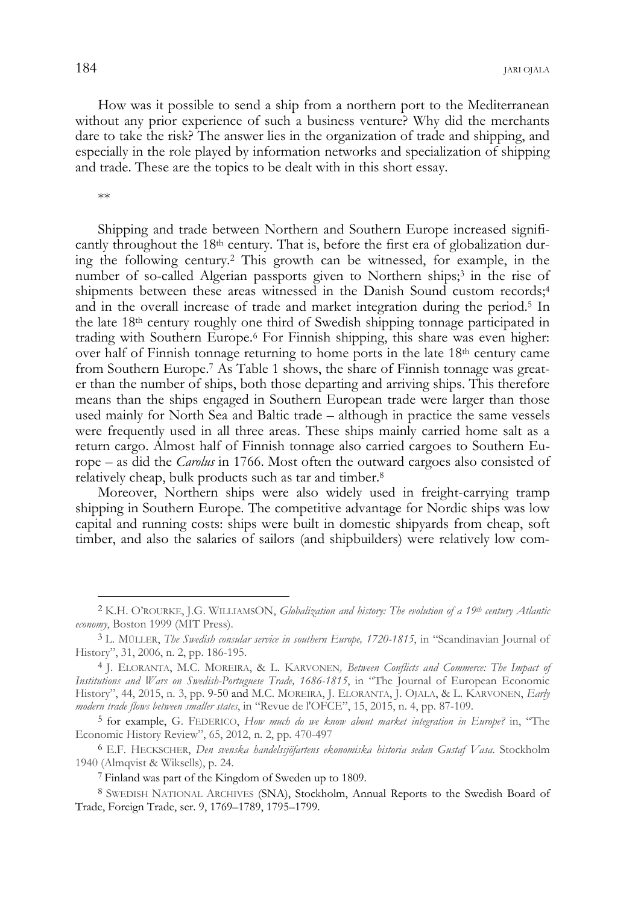How was it possible to send a ship from a northern port to the Mediterranean without any prior experience of such a business venture? Why did the merchants dare to take the risk? The answer lies in the organization of trade and shipping, and especially in the role played by information networks and specialization of shipping and trade. These are the topics to be dealt with in this short essay.

**

Shipping and trade between Northern and Southern Europe increased significantly throughout the 18th century. That is, before the first era of globalization during the following century.[2] This growth can be witnessed, for example, in the number of so-called Algerian passports given to Northern ships;[3] in the rise of shipments between these areas witnessed in the Danish Sound custom records;[4] and in the overall increase of trade and market integration during the period.[5] In the late 18th century roughly one third of Swedish shipping tonnage participated in trading with Southern Europe.[6] For Finnish shipping, this share was even higher: over half of Finnish tonnage returning to home ports in the late 18th century came from Southern Europe.[7] As Table 1 shows, the share of Finnish tonnage was greater than the number of ships, both those departing and arriving ships. This therefore means than the ships engaged in Southern European trade were larger than those used mainly for North Sea and Baltic trade – although in practice the same vessels were frequently used in all three areas. These ships mainly carried home salt as a return cargo. Almost half of Finnish tonnage also carried cargoes to Southern Europe – as did the *Carolus* in 1766. Most often the outward cargoes also consisted of relatively cheap, bulk products such as tar and timber.[8]

Moreover, Northern ships were also widely used in freight-carrying tramp shipping in Southern Europe. The competitive advantage for Nordic ships was low capital and running costs: ships were built in domestic shipyards from cheap, soft timber, and also the salaries of sailors (and shipbuilders) were relatively low com-

---

[2] K.H. O'Rourke, J.G. Williamson, *Globalization and history: The evolution of a 19th century Atlantic economy*, Boston 1999 (MIT Press).

[3] L. Müller, *The Swedish consular service in southern Europe, 1720-1815*, in "Scandinavian Journal of History", 31, 2006, n. 2, pp. 186-195.

[4] J. Eloranta, M.C. Moreira, & L. Karvonen, *Between Conflicts and Commerce: The Impact of Institutions and Wars on Swedish-Portuguese Trade, 1686-1815*, in "The Journal of European Economic History", 44, 2015, n. 3, pp. 9-50 and M.C. Moreira, J. Eloranta, J. Ojala, & L. Karvonen, *Early modern trade flows between smaller states*, in "Revue de l'OFCE", 15, 2015, n. 4, pp. 87-109.

[5] for example, G. Federico, *How much do we know about market integration in Europe?* in, "The Economic History Review", 65, 2012, n. 2, pp. 470-497

[6] E.F. Heckscher, *Den svenska handelssjöfartens ekonomiska historia sedan Gustaf Vasa*. Stockholm 1940 (Almqvist & Wiksells), p. 24.

[7] Finland was part of the Kingdom of Sweden up to 1809.

[8] Swedish National Archives (SNA), Stockholm, Annual Reports to the Swedish Board of Trade, Foreign Trade, ser. 9, 1769–1789, 1795–1799.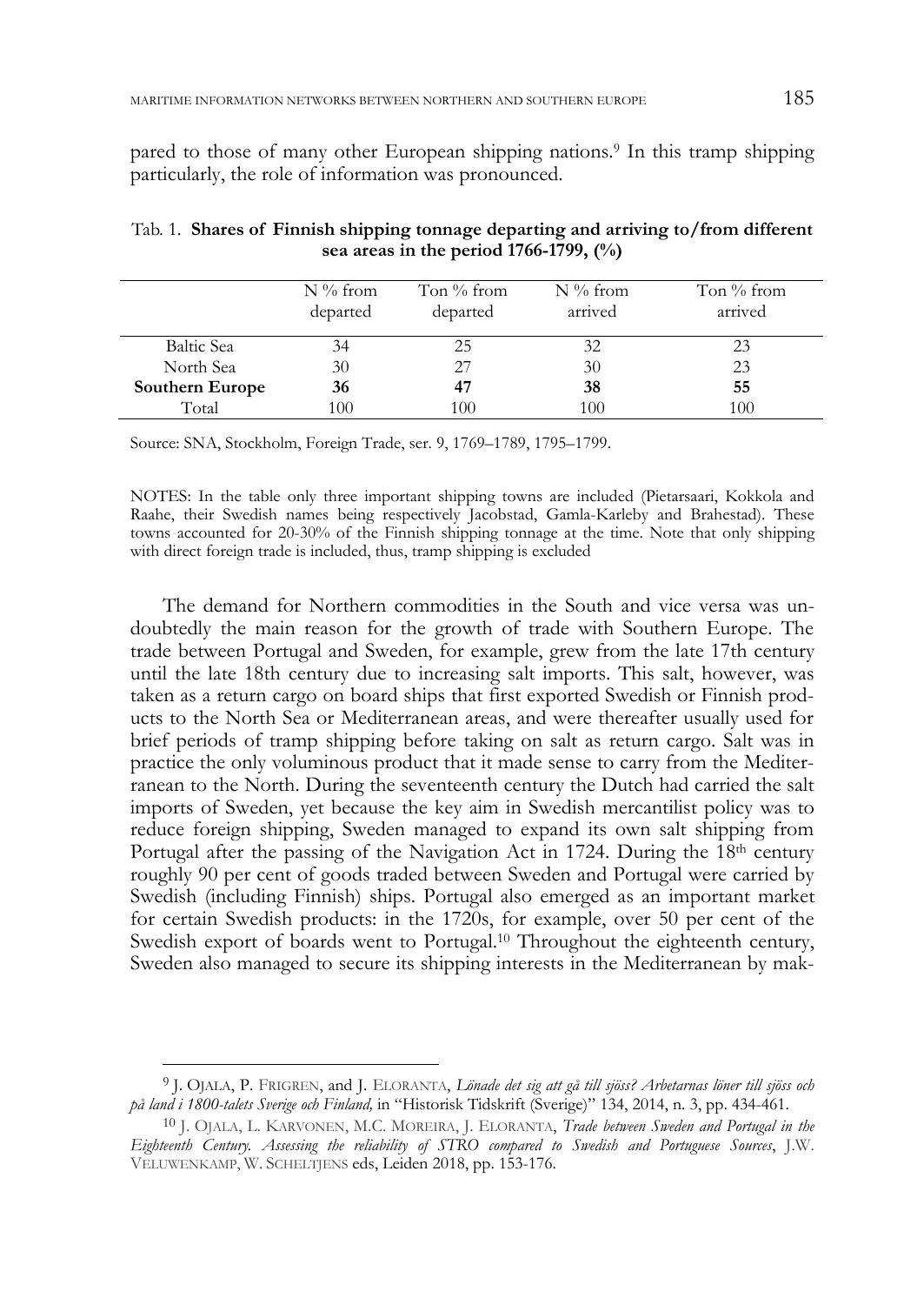pared to those of many other European shipping nations.[9] In this tramp shipping particularly, the role of information was pronounced.

Tab. 1. **Shares of Finnish shipping tonnage departing and arriving to/from different sea areas in the period 1766-1799, (%)**

| | N % from departed | Ton % from departed | N % from arrived | Ton % from arrived |
|---|---|---|---|---|
| Baltic Sea | 34 | 25 | 32 | 23 |
| North Sea | 30 | 27 | 30 | 23 |
| **Southern Europe** | **36** | **47** | **38** | **55** |
| Total | 100 | 100 | 100 | 100 |

Source: SNA, Stockholm, Foreign Trade, ser. 9, 1769–1789, 1795–1799.

NOTES: In the table only three important shipping towns are included (Pietarsaari, Kokkola and Raahe, their Swedish names being respectively Jacobstad, Gamla-Karleby and Brahestad). These towns accounted for 20-30% of the Finnish shipping tonnage at the time. Note that only shipping with direct foreign trade is included, thus, tramp shipping is excluded

The demand for Northern commodities in the South and vice versa was undoubtedly the main reason for the growth of trade with Southern Europe. The trade between Portugal and Sweden, for example, grew from the late 17th century until the late 18th century due to increasing salt imports. This salt, however, was taken as a return cargo on board ships that first exported Swedish or Finnish products to the North Sea or Mediterranean areas, and were thereafter usually used for brief periods of tramp shipping before taking on salt as return cargo. Salt was in practice the only voluminous product that it made sense to carry from the Mediterranean to the North. During the seventeenth century the Dutch had carried the salt imports of Sweden, yet because the key aim in Swedish mercantilist policy was to reduce foreign shipping, Sweden managed to expand its own salt shipping from Portugal after the passing of the Navigation Act in 1724. During the 18th century roughly 90 per cent of goods traded between Sweden and Portugal were carried by Swedish (including Finnish) ships. Portugal also emerged as an important market for certain Swedish products: in the 1720s, for example, over 50 per cent of the Swedish export of boards went to Portugal.[10] Throughout the eighteenth century, Sweden also managed to secure its shipping interests in the Mediterranean by mak-

---

[9] J. OJALA, P. FRIGREN, and J. ELORANTA, *Lönade det sig att gå till sjöss? Arbetarnas löner till sjöss och på land i 1800-talets Sverige och Finland,* in "Historisk Tidskrift (Sverige)" 134, 2014, n. 3, pp. 434-461.

[10] J. OJALA, L. KARVONEN, M.C. MOREIRA, J. ELORANTA, *Trade between Sweden and Portugal in the Eighteenth Century. Assessing the reliability of STRO compared to Swedish and Portuguese Sources*, J.W. VELUWENKAMP, W. SCHELTJENS eds, Leiden 2018, pp. 153-176.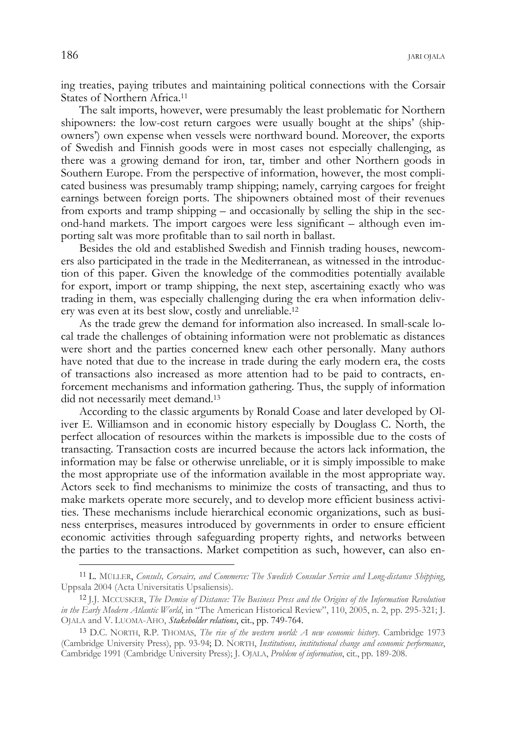ing treaties, paying tributes and maintaining political connections with the Corsair States of Northern Africa.[11]

The salt imports, however, were presumably the least problematic for Northern shipowners: the low-cost return cargoes were usually bought at the ships' (shipowners') own expense when vessels were northward bound. Moreover, the exports of Swedish and Finnish goods were in most cases not especially challenging, as there was a growing demand for iron, tar, timber and other Northern goods in Southern Europe. From the perspective of information, however, the most complicated business was presumably tramp shipping; namely, carrying cargoes for freight earnings between foreign ports. The shipowners obtained most of their revenues from exports and tramp shipping – and occasionally by selling the ship in the second-hand markets. The import cargoes were less significant – although even importing salt was more profitable than to sail north in ballast.

Besides the old and established Swedish and Finnish trading houses, newcomers also participated in the trade in the Mediterranean, as witnessed in the introduction of this paper. Given the knowledge of the commodities potentially available for export, import or tramp shipping, the next step, ascertaining exactly who was trading in them, was especially challenging during the era when information delivery was even at its best slow, costly and unreliable.[12]

As the trade grew the demand for information also increased. In small-scale local trade the challenges of obtaining information were not problematic as distances were short and the parties concerned knew each other personally. Many authors have noted that due to the increase in trade during the early modern era, the costs of transactions also increased as more attention had to be paid to contracts, enforcement mechanisms and information gathering. Thus, the supply of information did not necessarily meet demand.[13]

According to the classic arguments by Ronald Coase and later developed by Oliver E. Williamson and in economic history especially by Douglass C. North, the perfect allocation of resources within the markets is impossible due to the costs of transacting. Transaction costs are incurred because the actors lack information, the information may be false or otherwise unreliable, or it is simply impossible to make the most appropriate use of the information available in the most appropriate way. Actors seek to find mechanisms to minimize the costs of transacting, and thus to make markets operate more securely, and to develop more efficient business activities. These mechanisms include hierarchical economic organizations, such as business enterprises, measures introduced by governments in order to ensure efficient economic activities through safeguarding property rights, and networks between the parties to the transactions. Market competition as such, however, can also en-

---

[11] L. MÜLLER, *Consuls, Corsairs, and Commerce: The Swedish Consular Service and Long-distance Shipping*, Uppsala 2004 (Acta Universitatis Upsaliensis).

[12] J.J. MCCUSKER, *The Demise of Distance: The Business Press and the Origins of the Information Revolution in the Early Modern Atlantic World*, in "The American Historical Review", 110, 2005, n. 2, pp. 295-321; J. OJALA and V. LUOMA-AHO, *Stakeholder relations*, cit., pp. 749-764.

[13] D.C. NORTH, R.P. THOMAS, *The rise of the western world: A new economic history*. Cambridge 1973 (Cambridge University Press), pp. 93-94; D. NORTH, *Institutions, institutional change and economic performance*, Cambridge 1991 (Cambridge University Press); J. OJALA, *Problem of information*, cit., pp. 189-208.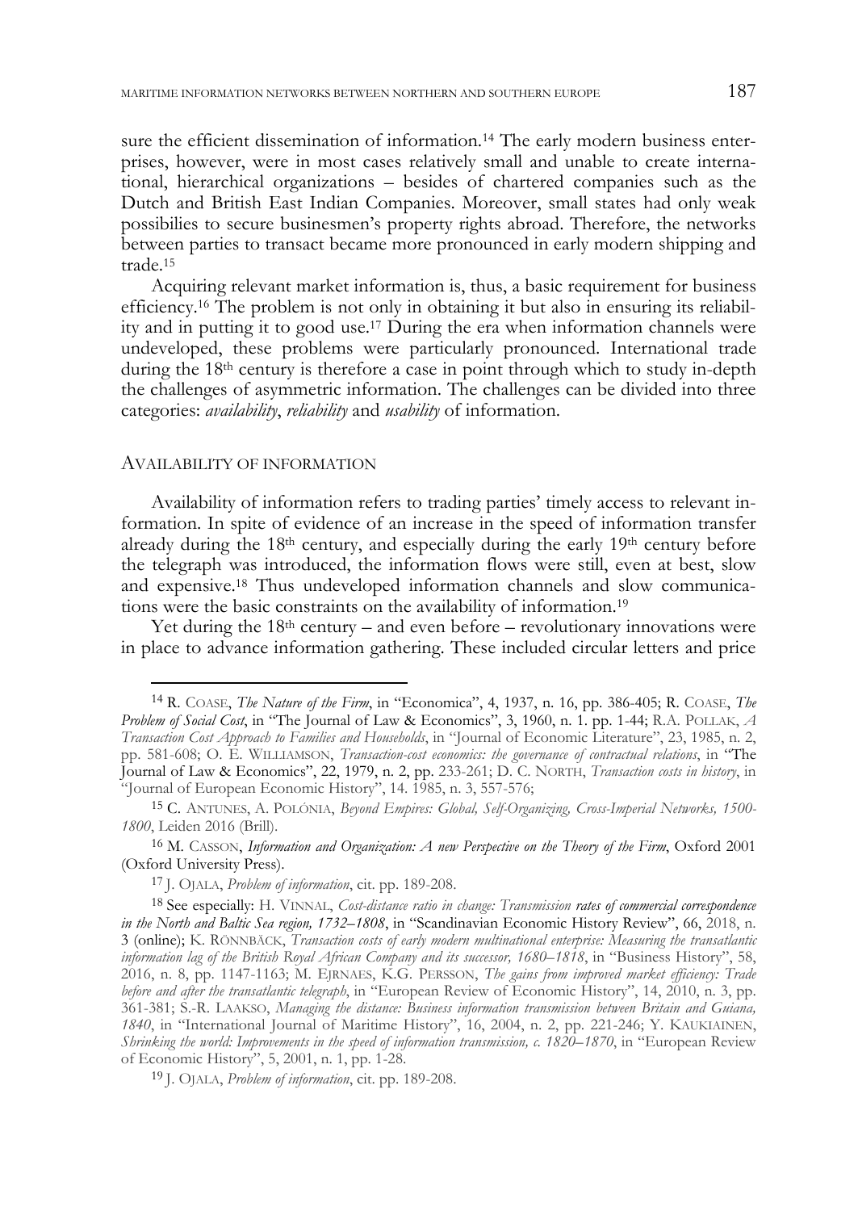sure the efficient dissemination of information.[14] The early modern business enterprises, however, were in most cases relatively small and unable to create international, hierarchical organizations – besides of chartered companies such as the Dutch and British East Indian Companies. Moreover, small states had only weak possibilies to secure businesmen's property rights abroad. Therefore, the networks between parties to transact became more pronounced in early modern shipping and trade.[15]

Acquiring relevant market information is, thus, a basic requirement for business efficiency.[16] The problem is not only in obtaining it but also in ensuring its reliability and in putting it to good use.[17] During the era when information channels were undeveloped, these problems were particularly pronounced. International trade during the 18th century is therefore a case in point through which to study in-depth the challenges of asymmetric information. The challenges can be divided into three categories: *availability*, *reliability* and *usability* of information.

## Availability of information

Availability of information refers to trading parties' timely access to relevant information. In spite of evidence of an increase in the speed of information transfer already during the 18th century, and especially during the early 19th century before the telegraph was introduced, the information flows were still, even at best, slow and expensive.[18] Thus undeveloped information channels and slow communications were the basic constraints on the availability of information.[19]

Yet during the 18th century – and even before – revolutionary innovations were in place to advance information gathering. These included circular letters and price

---

[14] R. Coase, *The Nature of the Firm*, in "Economica", 4, 1937, n. 16, pp. 386-405; R. Coase, *The Problem of Social Cost*, in "The Journal of Law & Economics", 3, 1960, n. 1. pp. 1-44; R.A. Pollak, *A Transaction Cost Approach to Families and Households*, in "Journal of Economic Literature", 23, 1985, n. 2, pp. 581-608; O. E. Williamson, *Transaction-cost economics: the governance of contractual relations*, in "The Journal of Law & Economics", 22, 1979, n. 2, pp. 233-261; D. C. North, *Transaction costs in history*, in "Journal of European Economic History", 14. 1985, n. 3, 557-576;

[15] C. Antunes, A. Polónia, *Beyond Empires: Global, Self-Organizing, Cross-Imperial Networks, 1500-1800*, Leiden 2016 (Brill).

[16] M. Casson, *Information and Organization: A new Perspective on the Theory of the Firm*, Oxford 2001 (Oxford University Press).

[17] J. Ojala, *Problem of information*, cit. pp. 189-208.

[18] See especially: H. Vinnal, *Cost-distance ratio in change: Transmission rates of commercial correspondence in the North and Baltic Sea region, 1732–1808*, in "Scandinavian Economic History Review", 66, 2018, n. 3 (online); K. Rönnbäck, *Transaction costs of early modern multinational enterprise: Measuring the transatlantic information lag of the British Royal African Company and its successor, 1680–1818*, in "Business History", 58, 2016, n. 8, pp. 1147-1163; M. Ejrnaes, K.G. Persson, *The gains from improved market efficiency: Trade before and after the transatlantic telegraph*, in "European Review of Economic History", 14, 2010, n. 3, pp. 361-381; S.-R. Laakso, *Managing the distance: Business information transmission between Britain and Guiana, 1840*, in "International Journal of Maritime History", 16, 2004, n. 2, pp. 221-246; Y. Kaukiainen, *Shrinking the world: Improvements in the speed of information transmission, c. 1820–1870*, in "European Review of Economic History", 5, 2001, n. 1, pp. 1-28.

[19] J. Ojala, *Problem of information*, cit. pp. 189-208.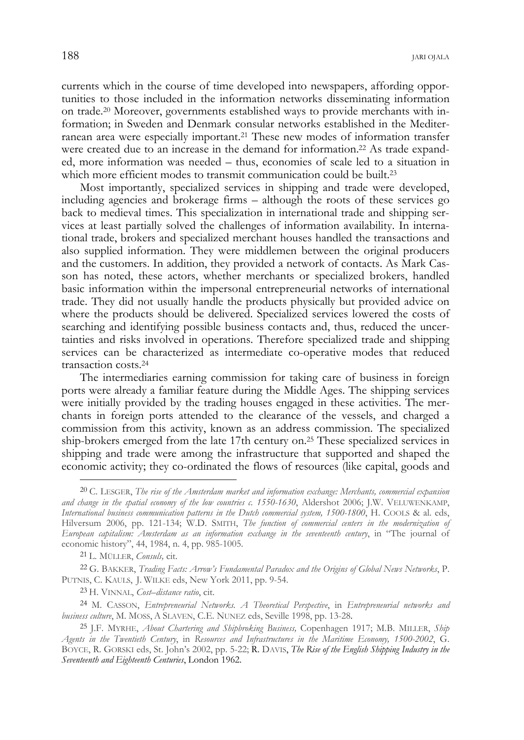currents which in the course of time developed into newspapers, affording opportunities to those included in the information networks disseminating information on trade.[20] Moreover, governments established ways to provide merchants with information; in Sweden and Denmark consular networks established in the Mediterranean area were especially important.[21] These new modes of information transfer were created due to an increase in the demand for information.[22] As trade expanded, more information was needed – thus, economies of scale led to a situation in which more efficient modes to transmit communication could be built.[23]

Most importantly, specialized services in shipping and trade were developed, including agencies and brokerage firms – although the roots of these services go back to medieval times. This specialization in international trade and shipping services at least partially solved the challenges of information availability. In international trade, brokers and specialized merchant houses handled the transactions and also supplied information. They were middlemen between the original producers and the customers. In addition, they provided a network of contacts. As Mark Casson has noted, these actors, whether merchants or specialized brokers, handled basic information within the impersonal entrepreneurial networks of international trade. They did not usually handle the products physically but provided advice on where the products should be delivered. Specialized services lowered the costs of searching and identifying possible business contacts and, thus, reduced the uncertainties and risks involved in operations. Therefore specialized trade and shipping services can be characterized as intermediate co-operative modes that reduced transaction costs.[24]

The intermediaries earning commission for taking care of business in foreign ports were already a familiar feature during the Middle Ages. The shipping services were initially provided by the trading houses engaged in these activities. The merchants in foreign ports attended to the clearance of the vessels, and charged a commission from this activity, known as an address commission. The specialized ship-brokers emerged from the late 17th century on.[25] These specialized services in shipping and trade were among the infrastructure that supported and shaped the economic activity; they co-ordinated the flows of resources (like capital, goods and

---

[20] C. LESGER, *The rise of the Amsterdam market and information exchange: Merchants, commercial expansion and change in the spatial economy of the low countries c. 1550-1630*, Aldershot 2006; J.W. VELUWENKAMP, *International business communication patterns in the Dutch commercial system, 1500-1800*, H. COOLS & al. eds, Hilversum 2006, pp. 121-134; W.D. SMITH, *The function of commercial centers in the modernization of European capitalism: Amsterdam as an information exchange in the seventeenth century*, in "The journal of economic history", 44, 1984, n. 4, pp. 985-1005.

[21] L. MÜLLER, *Consuls,* cit.

[22] G. BAKKER, *Trading Facts: Arrow's Fundamental Paradox and the Origins of Global News Networks*, P. PUTNIS, C. KAULS, J. WILKE eds, New York 2011, pp. 9-54.

[23] H. VINNAL, *Cost–distance ratio*, cit.

[24] M. CASSON, *Entrepreneurial Networks. A Theoretical Perspective*, in *Entrepreneurial networks and business culture*, M. MOSS, A SLAVEN, C.E. NUNEZ eds, Seville 1998, pp. 13-28.

[25] J.F. MYRHE, *About Chartering and Shipbroking Business,* Copenhagen 1917; M.B. MILLER, *Ship Agents in the Twentieth Century*, in *Resources and Infrastructures in the Maritime Economy, 1500-2002*, G. BOYCE, R. GORSKI eds, St. John's 2002, pp. 5-22; R. DAVIS, *The Rise of the English Shipping Industry in the Seventeenth and Eighteenth Centuries*, London 1962.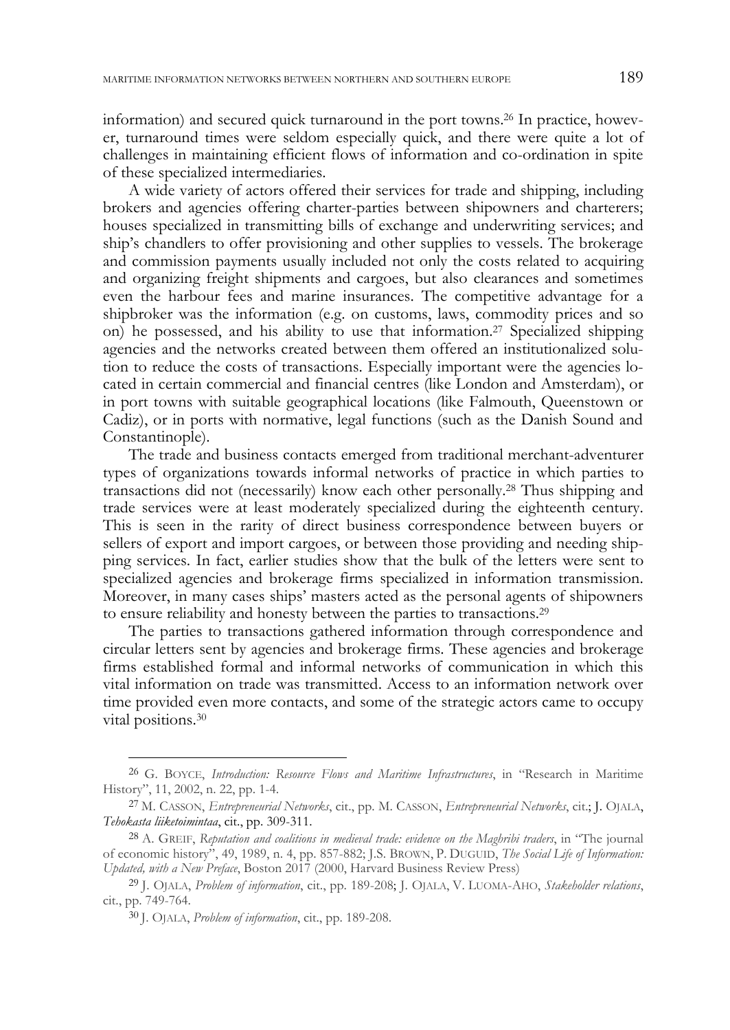information) and secured quick turnaround in the port towns.[26] In practice, however, turnaround times were seldom especially quick, and there were quite a lot of challenges in maintaining efficient flows of information and co-ordination in spite of these specialized intermediaries.

A wide variety of actors offered their services for trade and shipping, including brokers and agencies offering charter-parties between shipowners and charterers; houses specialized in transmitting bills of exchange and underwriting services; and ship's chandlers to offer provisioning and other supplies to vessels. The brokerage and commission payments usually included not only the costs related to acquiring and organizing freight shipments and cargoes, but also clearances and sometimes even the harbour fees and marine insurances. The competitive advantage for a shipbroker was the information (e.g. on customs, laws, commodity prices and so on) he possessed, and his ability to use that information.[27] Specialized shipping agencies and the networks created between them offered an institutionalized solution to reduce the costs of transactions. Especially important were the agencies located in certain commercial and financial centres (like London and Amsterdam), or in port towns with suitable geographical locations (like Falmouth, Queenstown or Cadiz), or in ports with normative, legal functions (such as the Danish Sound and Constantinople).

The trade and business contacts emerged from traditional merchant-adventurer types of organizations towards informal networks of practice in which parties to transactions did not (necessarily) know each other personally.[28] Thus shipping and trade services were at least moderately specialized during the eighteenth century. This is seen in the rarity of direct business correspondence between buyers or sellers of export and import cargoes, or between those providing and needing shipping services. In fact, earlier studies show that the bulk of the letters were sent to specialized agencies and brokerage firms specialized in information transmission. Moreover, in many cases ships' masters acted as the personal agents of shipowners to ensure reliability and honesty between the parties to transactions.[29]

The parties to transactions gathered information through correspondence and circular letters sent by agencies and brokerage firms. These agencies and brokerage firms established formal and informal networks of communication in which this vital information on trade was transmitted. Access to an information network over time provided even more contacts, and some of the strategic actors came to occupy vital positions.[30]

---

[26] G. Boyce, *Introduction: Resource Flows and Maritime Infrastructures*, in "Research in Maritime History", 11, 2002, n. 22, pp. 1-4.

[27] M. Casson, *Entrepreneurial Networks*, cit., pp. M. Casson, *Entrepreneurial Networks*, cit.; J. Ojala, *Tehokasta liiketoimintaa*, cit., pp. 309-311.

[28] A. Greif, *Reputation and coalitions in medieval trade: evidence on the Maghribi traders*, in "The journal of economic history", 49, 1989, n. 4, pp. 857-882; J.S. Brown, P. Duguid, *The Social Life of Information: Updated, with a New Preface*, Boston 2017 (2000, Harvard Business Review Press)

[29] J. Ojala, *Problem of information*, cit., pp. 189-208; J. Ojala, V. Luoma-Aho, *Stakeholder relations*, cit., pp. 749-764.

[30] J. Ojala, *Problem of information*, cit., pp. 189-208.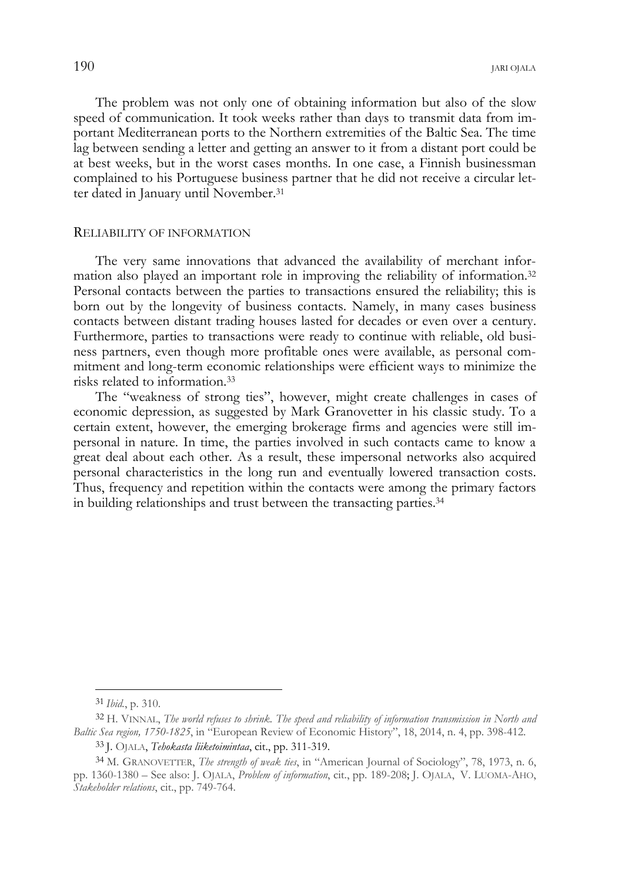The problem was not only one of obtaining information but also of the slow speed of communication. It took weeks rather than days to transmit data from important Mediterranean ports to the Northern extremities of the Baltic Sea. The time lag between sending a letter and getting an answer to it from a distant port could be at best weeks, but in the worst cases months. In one case, a Finnish businessman complained to his Portuguese business partner that he did not receive a circular letter dated in January until November.[31]

## RELIABILITY OF INFORMATION

The very same innovations that advanced the availability of merchant information also played an important role in improving the reliability of information.[32] Personal contacts between the parties to transactions ensured the reliability; this is born out by the longevity of business contacts. Namely, in many cases business contacts between distant trading houses lasted for decades or even over a century. Furthermore, parties to transactions were ready to continue with reliable, old business partners, even though more profitable ones were available, as personal commitment and long-term economic relationships were efficient ways to minimize the risks related to information.[33]

The "weakness of strong ties", however, might create challenges in cases of economic depression, as suggested by Mark Granovetter in his classic study. To a certain extent, however, the emerging brokerage firms and agencies were still impersonal in nature. In time, the parties involved in such contacts came to know a great deal about each other. As a result, these impersonal networks also acquired personal characteristics in the long run and eventually lowered transaction costs. Thus, frequency and repetition within the contacts were among the primary factors in building relationships and trust between the transacting parties.[34]

---

[31] *Ibid.*, p. 310.

[32] H. VINNAL, *The world refuses to shrink. The speed and reliability of information transmission in North and Baltic Sea region, 1750-1825*, in "European Review of Economic History", 18, 2014, n. 4, pp. 398-412.

[33] J. OJALA, *Tehokasta liiketoimintaa*, cit., pp. 311-319.

[34] M. GRANOVETTER, *The strength of weak ties*, in "American Journal of Sociology", 78, 1973, n. 6, pp. 1360-1380 – See also: J. OJALA, *Problem of information*, cit., pp. 189-208; J. OJALA, V. LUOMA-AHO, *Stakeholder relations*, cit., pp. 749-764.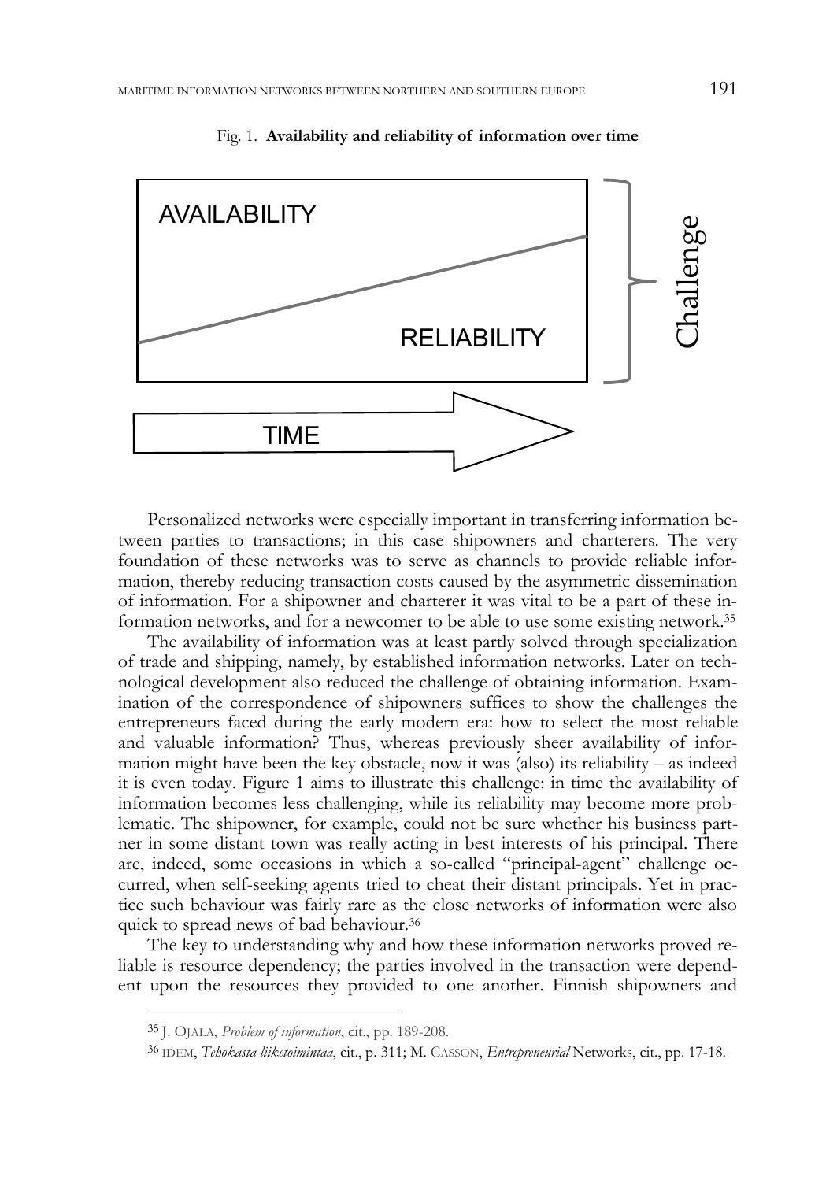Fig. 1. **Availability and reliability of information over time**

AVAILABILITY

RELIABILITY

Challenge

TIME

Personalized networks were especially important in transferring information between parties to transactions; in this case shipowners and charterers. The very foundation of these networks was to serve as channels to provide reliable information, thereby reducing transaction costs caused by the asymmetric dissemination of information. For a shipowner and charterer it was vital to be a part of these information networks, and for a newcomer to be able to use some existing network.[35]

The availability of information was at least partly solved through specialization of trade and shipping, namely, by established information networks. Later on technological development also reduced the challenge of obtaining information. Examination of the correspondence of shipowners suffices to show the challenges the entrepreneurs faced during the early modern era: how to select the most reliable and valuable information? Thus, whereas previously sheer availability of information might have been the key obstacle, now it was (also) its reliability – as indeed it is even today. Figure 1 aims to illustrate this challenge: in time the availability of information becomes less challenging, while its reliability may become more problematic. The shipowner, for example, could not be sure whether his business partner in some distant town was really acting in best interests of his principal. There are, indeed, some occasions in which a so-called "principal-agent" challenge occurred, when self-seeking agents tried to cheat their distant principals. Yet in practice such behaviour was fairly rare as the close networks of information were also quick to spread news of bad behaviour.[36]

The key to understanding why and how these information networks proved reliable is resource dependency; the parties involved in the transaction were dependent upon the resources they provided to one another. Finnish shipowners and

---

[35] J. OJALA, *Problem of information*, cit., pp. 189-208.

[36] IDEM, *Tehokasta liiketoimintaa*, cit., p. 311; M. CASSON, *Entrepreneurial* Networks, cit., pp. 17-18.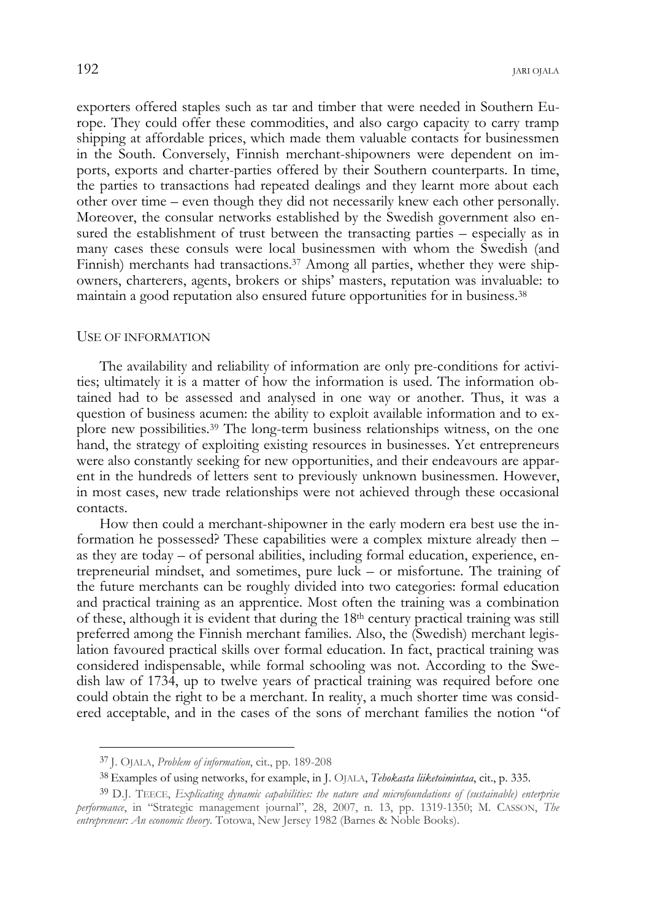exporters offered staples such as tar and timber that were needed in Southern Europe. They could offer these commodities, and also cargo capacity to carry tramp shipping at affordable prices, which made them valuable contacts for businessmen in the South. Conversely, Finnish merchant-shipowners were dependent on imports, exports and charter-parties offered by their Southern counterparts. In time, the parties to transactions had repeated dealings and they learnt more about each other over time – even though they did not necessarily knew each other personally. Moreover, the consular networks established by the Swedish government also ensured the establishment of trust between the transacting parties – especially as in many cases these consuls were local businessmen with whom the Swedish (and Finnish) merchants had transactions.[37] Among all parties, whether they were shipowners, charterers, agents, brokers or ships' masters, reputation was invaluable: to maintain a good reputation also ensured future opportunities for in business.[38]

## USE OF INFORMATION

The availability and reliability of information are only pre-conditions for activities; ultimately it is a matter of how the information is used. The information obtained had to be assessed and analysed in one way or another. Thus, it was a question of business acumen: the ability to exploit available information and to explore new possibilities.[39] The long-term business relationships witness, on the one hand, the strategy of exploiting existing resources in businesses. Yet entrepreneurs were also constantly seeking for new opportunities, and their endeavours are apparent in the hundreds of letters sent to previously unknown businessmen. However, in most cases, new trade relationships were not achieved through these occasional contacts.

How then could a merchant-shipowner in the early modern era best use the information he possessed? These capabilities were a complex mixture already then – as they are today – of personal abilities, including formal education, experience, entrepreneurial mindset, and sometimes, pure luck – or misfortune. The training of the future merchants can be roughly divided into two categories: formal education and practical training as an apprentice. Most often the training was a combination of these, although it is evident that during the 18th century practical training was still preferred among the Finnish merchant families. Also, the (Swedish) merchant legislation favoured practical skills over formal education. In fact, practical training was considered indispensable, while formal schooling was not. According to the Swedish law of 1734, up to twelve years of practical training was required before one could obtain the right to be a merchant. In reality, a much shorter time was considered acceptable, and in the cases of the sons of merchant families the notion "of

---

[37] J. OJALA, *Problem of information*, cit., pp. 189-208

[38] Examples of using networks, for example, in J. OJALA, *Tehokasta liiketoimintaa*, cit., p. 335.

[39] D.J. TEECE, *Explicating dynamic capabilities: the nature and microfoundations of (sustainable) enterprise performance*, in "Strategic management journal", 28, 2007, n. 13, pp. 1319-1350; M. CASSON, *The entrepreneur: An economic theory*. Totowa, New Jersey 1982 (Barnes & Noble Books).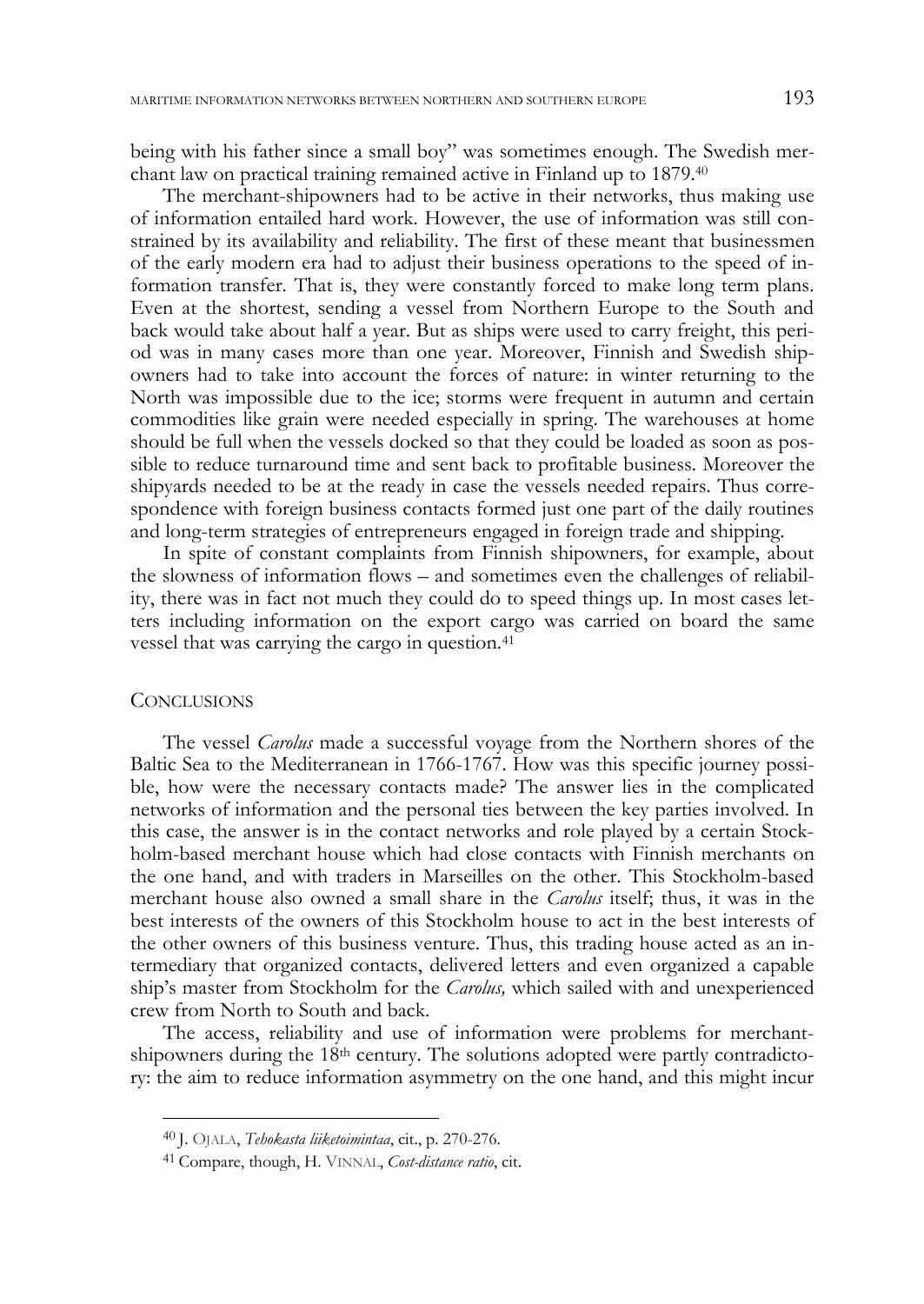being with his father since a small boy" was sometimes enough. The Swedish merchant law on practical training remained active in Finland up to 1879.[40]

The merchant-shipowners had to be active in their networks, thus making use of information entailed hard work. However, the use of information was still constrained by its availability and reliability. The first of these meant that businessmen of the early modern era had to adjust their business operations to the speed of information transfer. That is, they were constantly forced to make long term plans. Even at the shortest, sending a vessel from Northern Europe to the South and back would take about half a year. But as ships were used to carry freight, this period was in many cases more than one year. Moreover, Finnish and Swedish shipowners had to take into account the forces of nature: in winter returning to the North was impossible due to the ice; storms were frequent in autumn and certain commodities like grain were needed especially in spring. The warehouses at home should be full when the vessels docked so that they could be loaded as soon as possible to reduce turnaround time and sent back to profitable business. Moreover the shipyards needed to be at the ready in case the vessels needed repairs. Thus correspondence with foreign business contacts formed just one part of the daily routines and long-term strategies of entrepreneurs engaged in foreign trade and shipping.

In spite of constant complaints from Finnish shipowners, for example, about the slowness of information flows – and sometimes even the challenges of reliability, there was in fact not much they could do to speed things up. In most cases letters including information on the export cargo was carried on board the same vessel that was carrying the cargo in question.[41]

## CONCLUSIONS

The vessel *Carolus* made a successful voyage from the Northern shores of the Baltic Sea to the Mediterranean in 1766-1767. How was this specific journey possible, how were the necessary contacts made? The answer lies in the complicated networks of information and the personal ties between the key parties involved. In this case, the answer is in the contact networks and role played by a certain Stockholm-based merchant house which had close contacts with Finnish merchants on the one hand, and with traders in Marseilles on the other. This Stockholm-based merchant house also owned a small share in the *Carolus* itself; thus, it was in the best interests of the owners of this Stockholm house to act in the best interests of the other owners of this business venture. Thus, this trading house acted as an intermediary that organized contacts, delivered letters and even organized a capable ship's master from Stockholm for the *Carolus,* which sailed with and unexperienced crew from North to South and back.

The access, reliability and use of information were problems for merchant-shipowners during the 18th century. The solutions adopted were partly contradictory: the aim to reduce information asymmetry on the one hand, and this might incur

---

[40] J. OJALA, *Tehokasta liiketoimintaa*, cit., p. 270-276.

[41] Compare, though, H. VINNAL, *Cost-distance ratio*, cit.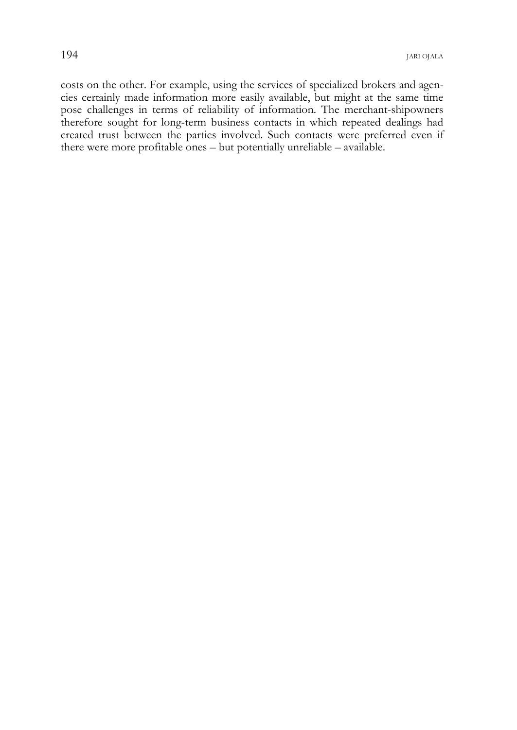costs on the other. For example, using the services of specialized brokers and agencies certainly made information more easily available, but might at the same time pose challenges in terms of reliability of information. The merchant-shipowners therefore sought for long-term business contacts in which repeated dealings had created trust between the parties involved. Such contacts were preferred even if there were more profitable ones – but potentially unreliable – available.